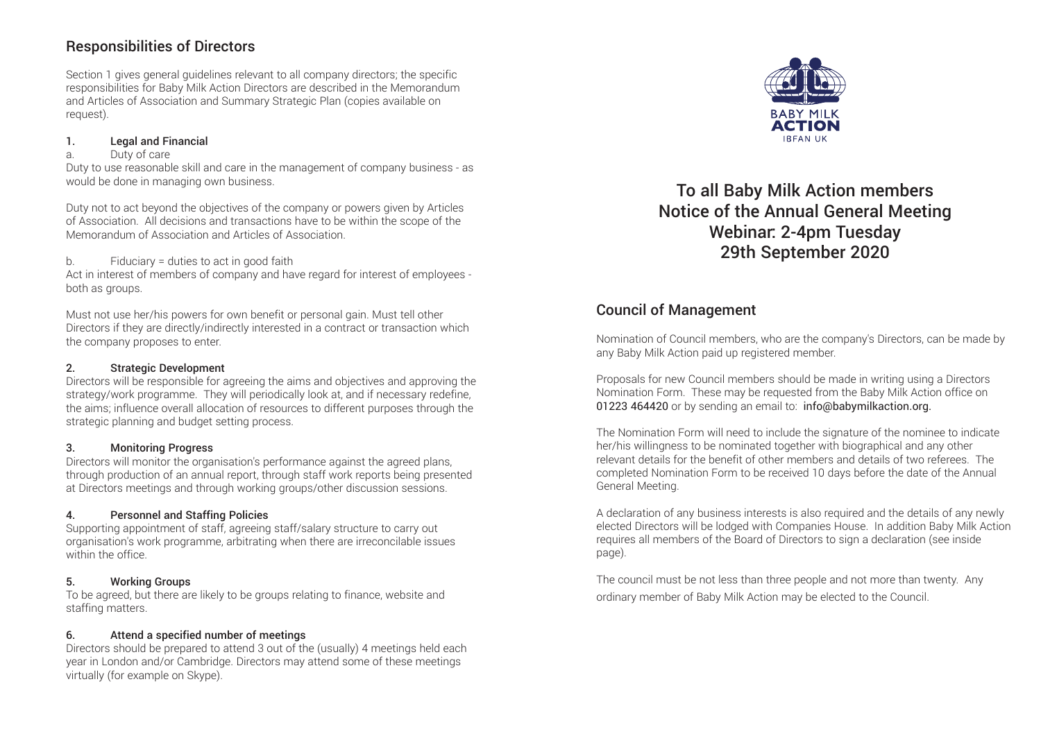## Responsibilities of Directors

Section 1 gives general guidelines relevant to all company directors; the specific responsibilities for Baby Milk Action Directors are described in the Memorandum and Articles of Association and Summary Strategic Plan (copies available on request).

### 1. Legal and Financial

a. Duty of care

Duty to use reasonable skill and care in the management of company business - as would be done in managing own business.

Duty not to act beyond the objectives of the company or powers given by Articles of Association. All decisions and transactions have to be within the scope of the Memorandum of Association and Articles of Association.

b. Fiduciary = duties to act in good faith

Act in interest of members of company and have regard for interest of employees - both as groups.

Must not use her/his powers for own benefit or personal gain. Must tell other Directors if they are directly/indirectly interested in a contract or transaction which the company proposes to enter.

### 2. Strategic Development

Directors will be responsible for agreeing the aims and objectives and approving the strategy/work programme. They will periodically look at, and if necessary redefine, the aims; influence overall allocation of resources to different purposes through the strategic planning and budget setting process.

### 3. Monitoring Progress

Directors will monitor the organisation's performance against the agreed plans, through production of an annual report, through staff work reports being presented at Directors meetings and through working groups/other discussion sessions.

### 4. Personnel and Staffing Policies

Supporting appointment of staff, agreeing staff/salary structure to carry out organisation's work programme, arbitrating when there are irreconcilable issues within the office.

### 5. Working Groups

To be agreed, but there are likely to be groups relating to finance, website and staffing matters.

### 6. Attend a specified number of meetings

Directors should be prepared to attend 3 out of the (usually) 4 meetings held each year in London and/or Cambridge. Directors may attend some of these meetings virtually (for example on Skype).

BABY MILK ACTION
IBFAN UK

# To all Baby Milk Action members Notice of the Annual General Meeting Webinar: 2-4pm Tuesday 29th September 2020

## Council of Management

Nomination of Council members, who are the company's Directors, can be made by any Baby Milk Action paid up registered member.

Proposals for new Council members should be made in writing using a Directors Nomination Form. These may be requested from the Baby Milk Action office on 01223 464420 or by sending an email to: info@babymilkaction.org.

The Nomination Form will need to include the signature of the nominee to indicate her/his willingness to be nominated together with biographical and any other relevant details for the benefit of other members and details of two referees. The completed Nomination Form to be received 10 days before the date of the Annual General Meeting.

A declaration of any business interests is also required and the details of any newly elected Directors will be lodged with Companies House. In addition Baby Milk Action requires all members of the Board of Directors to sign a declaration (see inside page).

The council must be not less than three people and not more than twenty. Any ordinary member of Baby Milk Action may be elected to the Council.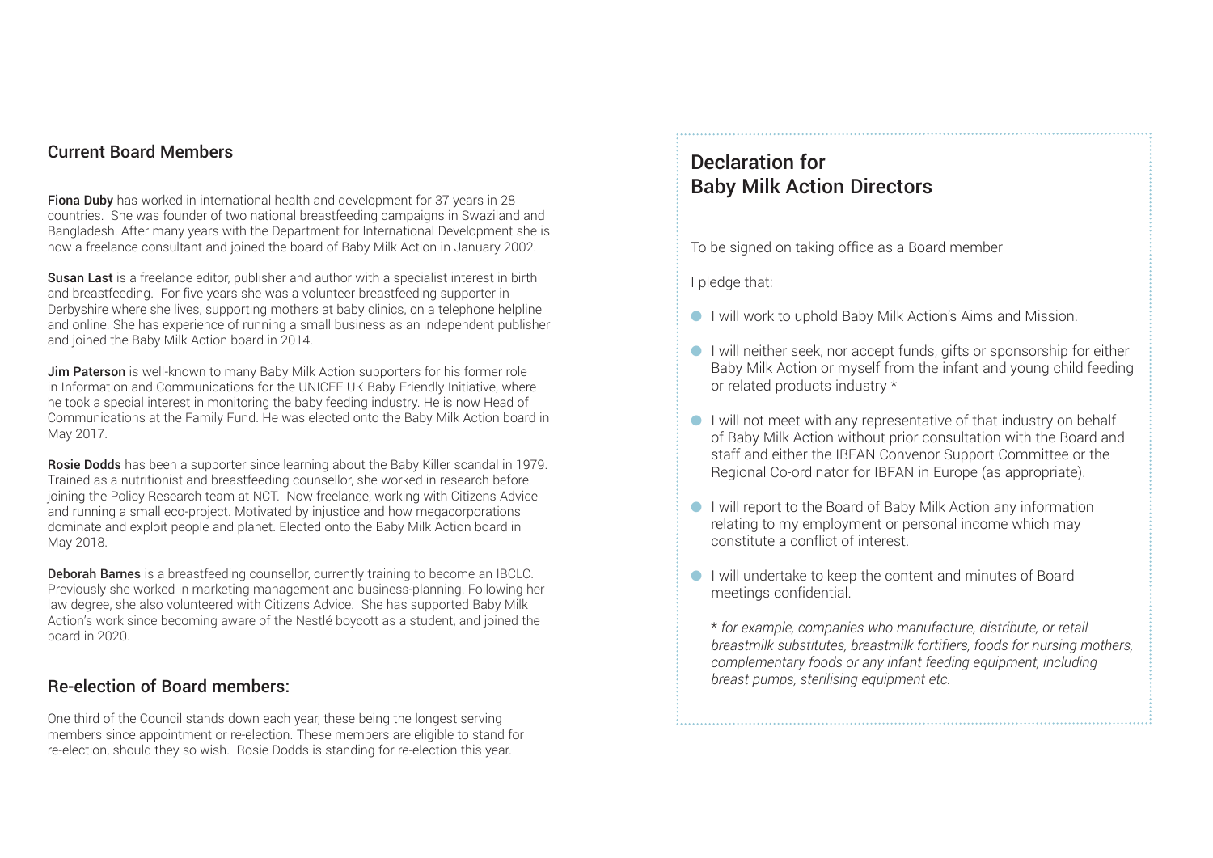## Current Board Members

**Fiona Duby** has worked in international health and development for 37 years in 28 countries. She was founder of two national breastfeeding campaigns in Swaziland and Bangladesh. After many years with the Department for International Development she is now a freelance consultant and joined the board of Baby Milk Action in January 2002.

**Susan Last** is a freelance editor, publisher and author with a specialist interest in birth and breastfeeding. For five years she was a volunteer breastfeeding supporter in Derbyshire where she lives, supporting mothers at baby clinics, on a telephone helpline and online. She has experience of running a small business as an independent publisher and joined the Baby Milk Action board in 2014.

**Jim Paterson** is well-known to many Baby Milk Action supporters for his former role in Information and Communications for the UNICEF UK Baby Friendly Initiative, where he took a special interest in monitoring the baby feeding industry. He is now Head of Communications at the Family Fund. He was elected onto the Baby Milk Action board in May 2017.

**Rosie Dodds** has been a supporter since learning about the Baby Killer scandal in 1979. Trained as a nutritionist and breastfeeding counsellor, she worked in research before joining the Policy Research team at NCT. Now freelance, working with Citizens Advice and running a small eco-project. Motivated by injustice and how megacorporations dominate and exploit people and planet. Elected onto the Baby Milk Action board in May 2018.

**Deborah Barnes** is a breastfeeding counsellor, currently training to become an IBCLC. Previously she worked in marketing management and business-planning. Following her law degree, she also volunteered with Citizens Advice. She has supported Baby Milk Action's work since becoming aware of the Nestlé boycott as a student, and joined the board in 2020.

## Re-election of Board members:

One third of the Council stands down each year, these being the longest serving members since appointment or re-election. These members are eligible to stand for re-election, should they so wish. Rosie Dodds is standing for re-election this year.

## Declaration for Baby Milk Action Directors

To be signed on taking office as a Board member

I pledge that:

- I will work to uphold Baby Milk Action's Aims and Mission.
- I will neither seek, nor accept funds, gifts or sponsorship for either Baby Milk Action or myself from the infant and young child feeding or related products industry *
- I will not meet with any representative of that industry on behalf of Baby Milk Action without prior consultation with the Board and staff and either the IBFAN Convenor Support Committee or the Regional Co-ordinator for IBFAN in Europe (as appropriate).
- I will report to the Board of Baby Milk Action any information relating to my employment or personal income which may constitute a conflict of interest.
- I will undertake to keep the content and minutes of Board meetings confidential.

*\* for example, companies who manufacture, distribute, or retail breastmilk substitutes, breastmilk fortifiers, foods for nursing mothers, complementary foods or any infant feeding equipment, including breast pumps, sterilising equipment etc.*